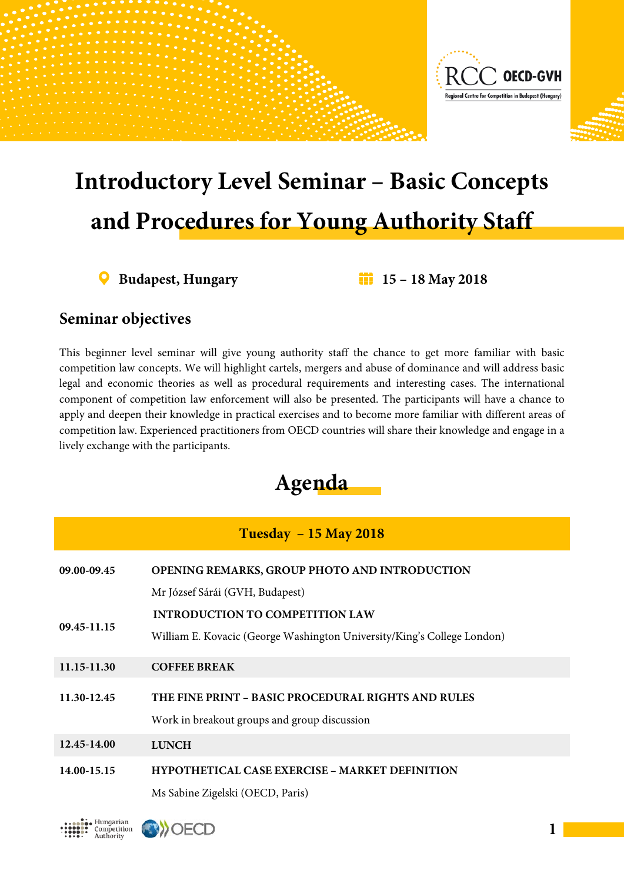# Introductory Level Seminar – Basic Concepts and Procedures for Young Authority Staff

**Budapest, Hungary** | **15 – 18 May 2018**

## Seminar objectives

This beginner level seminar will give young authority staff the chance to get more familiar with basic competition law concepts. We will highlight cartels, mergers and abuse of dominance and will address basic legal and economic theories as well as procedural requirements and interesting cases. The international component of competition law enforcement will also be presented. The participants will have a chance to apply and deepen their knowledge in practical exercises and to become more familiar with different areas of competition law. Experienced practitioners from OECD countries will share their knowledge and engage in a lively exchange with the participants.

## Agenda

| Tuesday – 15 May 2018 | |
|---|---|
| **09.00-09.45** | **OPENING REMARKS, GROUP PHOTO AND INTRODUCTION**<br>Mr József Sárái (GVH, Budapest) |
| **09.45-11.15** | **INTRODUCTION TO COMPETITION LAW**<br>William E. Kovacic (George Washington University/King's College London) |
| **11.15-11.30** | **COFFEE BREAK** |
| **11.30-12.45** | **THE FINE PRINT – BASIC PROCEDURAL RIGHTS AND RULES**<br>Work in breakout groups and group discussion |
| **12.45-14.00** | **LUNCH** |
| **14.00-15.15** | **HYPOTHETICAL CASE EXERCISE – MARKET DEFINITION**<br>Ms Sabine Zigelski (OECD, Paris) |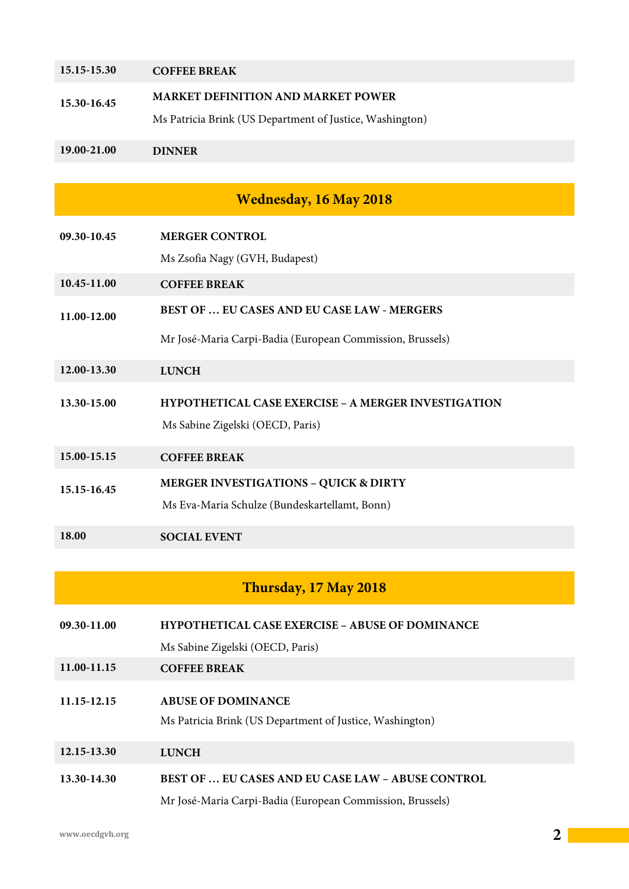| | |
|---|---|
| **15.15-15.30** | **COFFEE BREAK** |
| **15.30-16.45** | **MARKET DEFINITION AND MARKET POWER**<br>Ms Patricia Brink (US Department of Justice, Washington) |
| **19.00-21.00** | **DINNER** |

## Wednesday, 16 May 2018

| | |
|---|---|
| **09.30-10.45** | **MERGER CONTROL**<br>Ms Zsofia Nagy (GVH, Budapest) |
| **10.45-11.00** | **COFFEE BREAK** |
| **11.00-12.00** | **BEST OF … EU CASES AND EU CASE LAW - MERGERS**<br>Mr José-Maria Carpi-Badia (European Commission, Brussels) |
| **12.00-13.30** | **LUNCH** |
| **13.30-15.00** | **HYPOTHETICAL CASE EXERCISE – A MERGER INVESTIGATION**<br>Ms Sabine Zigelski (OECD, Paris) |
| **15.00-15.15** | **COFFEE BREAK** |
| **15.15-16.45** | **MERGER INVESTIGATIONS – QUICK & DIRTY**<br>Ms Eva-Maria Schulze (Bundeskartellamt, Bonn) |
| **18.00** | **SOCIAL EVENT** |

## Thursday, 17 May 2018

| | |
|---|---|
| **09.30-11.00** | **HYPOTHETICAL CASE EXERCISE – ABUSE OF DOMINANCE**<br>Ms Sabine Zigelski (OECD, Paris) |
| **11.00-11.15** | **COFFEE BREAK** |
| **11.15-12.15** | **ABUSE OF DOMINANCE**<br>Ms Patricia Brink (US Department of Justice, Washington) |
| **12.15-13.30** | **LUNCH** |
| **13.30-14.30** | **BEST OF … EU CASES AND EU CASE LAW – ABUSE CONTROL**<br>Mr José-Maria Carpi-Badia (European Commission, Brussels) |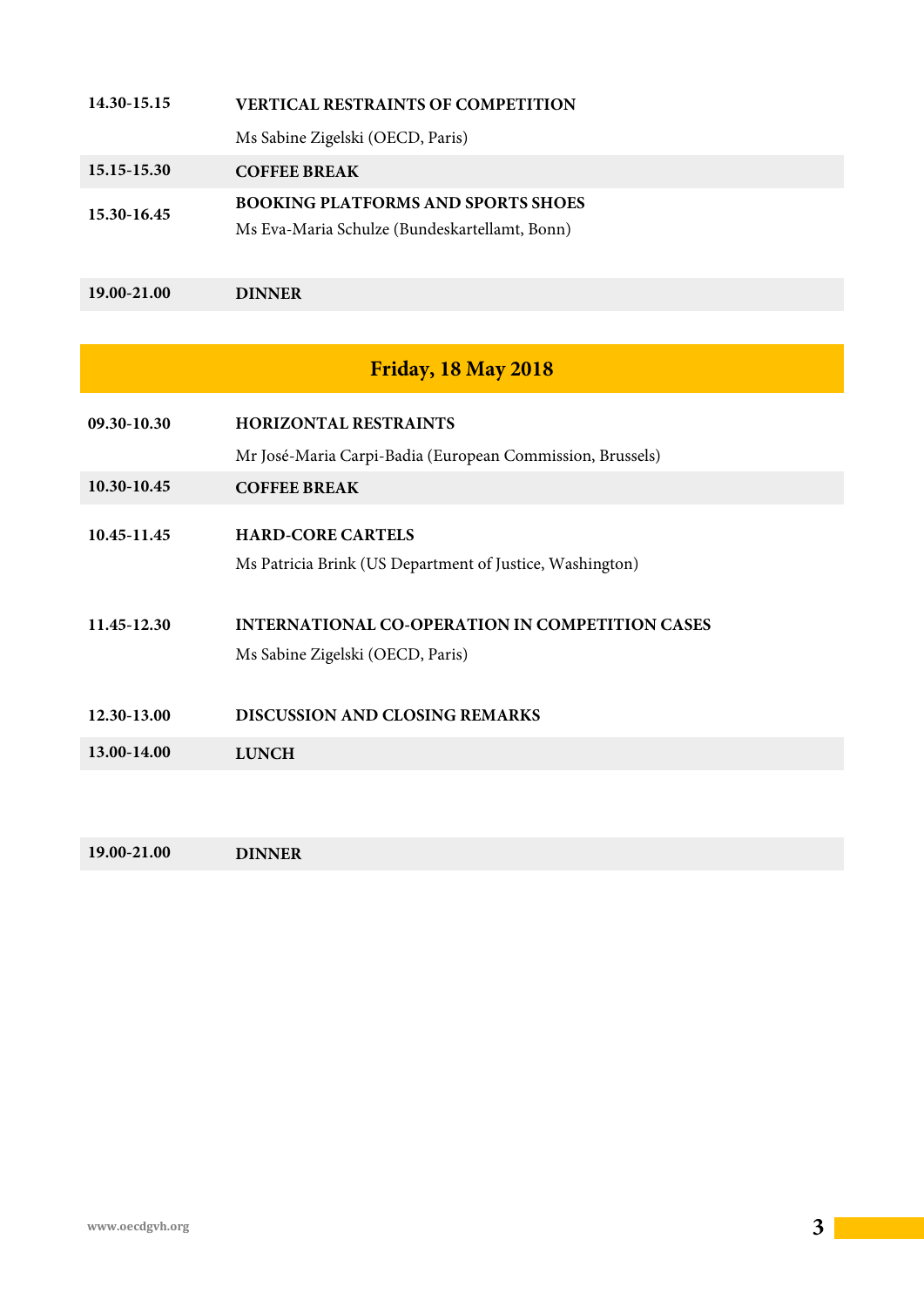| | |
|---|---|
| **14.30-15.15** | **VERTICAL RESTRAINTS OF COMPETITION**<br>Ms Sabine Zigelski (OECD, Paris) |
| **15.15-15.30** | **COFFEE BREAK** |
| **15.30-16.45** | **BOOKING PLATFORMS AND SPORTS SHOES**<br>Ms Eva-Maria Schulze (Bundeskartellamt, Bonn) |
| **19.00-21.00** | **DINNER** |

## Friday, 18 May 2018

| | |
|---|---|
| **09.30-10.30** | **HORIZONTAL RESTRAINTS**<br>Mr José-Maria Carpi-Badia (European Commission, Brussels) |
| **10.30-10.45** | **COFFEE BREAK** |
| **10.45-11.45** | **HARD-CORE CARTELS**<br>Ms Patricia Brink (US Department of Justice, Washington) |
| **11.45-12.30** | **INTERNATIONAL CO-OPERATION IN COMPETITION CASES**<br>Ms Sabine Zigelski (OECD, Paris) |
| **12.30-13.00** | **DISCUSSION AND CLOSING REMARKS** |
| **13.00-14.00** | **LUNCH** |
| **19.00-21.00** | **DINNER** |

www.oecdgvh.org